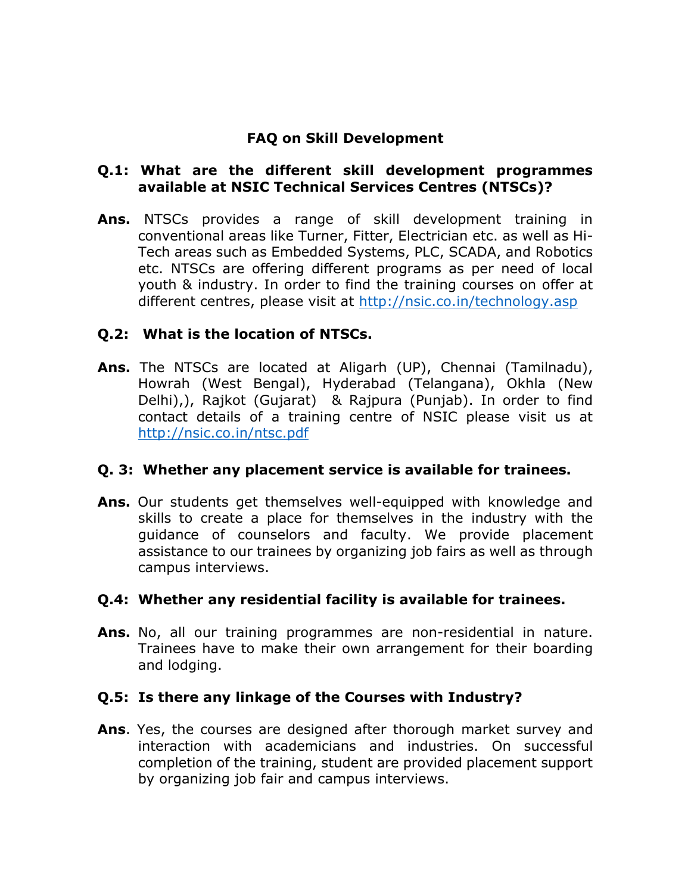# FAQ on Skill Development

**Q.1: What are the different skill development programmes available at NSIC Technical Services Centres (NTSCs)?**

**Ans.** NTSCs provides a range of skill development training in conventional areas like Turner, Fitter, Electrician etc. as well as Hi-Tech areas such as Embedded Systems, PLC, SCADA, and Robotics etc. NTSCs are offering different programs as per need of local youth & industry. In order to find the training courses on offer at different centres, please visit at http://nsic.co.in/technology.asp

**Q.2: What is the location of NTSCs.**

**Ans.** The NTSCs are located at Aligarh (UP), Chennai (Tamilnadu), Howrah (West Bengal), Hyderabad (Telangana), Okhla (New Delhi),), Rajkot (Gujarat) & Rajpura (Punjab). In order to find contact details of a training centre of NSIC please visit us at http://nsic.co.in/ntsc.pdf

**Q. 3: Whether any placement service is available for trainees.**

**Ans.** Our students get themselves well-equipped with knowledge and skills to create a place for themselves in the industry with the guidance of counselors and faculty. We provide placement assistance to our trainees by organizing job fairs as well as through campus interviews.

**Q.4: Whether any residential facility is available for trainees.**

**Ans.** No, all our training programmes are non-residential in nature. Trainees have to make their own arrangement for their boarding and lodging.

**Q.5: Is there any linkage of the Courses with Industry?**

**Ans**. Yes, the courses are designed after thorough market survey and interaction with academicians and industries. On successful completion of the training, student are provided placement support by organizing job fair and campus interviews.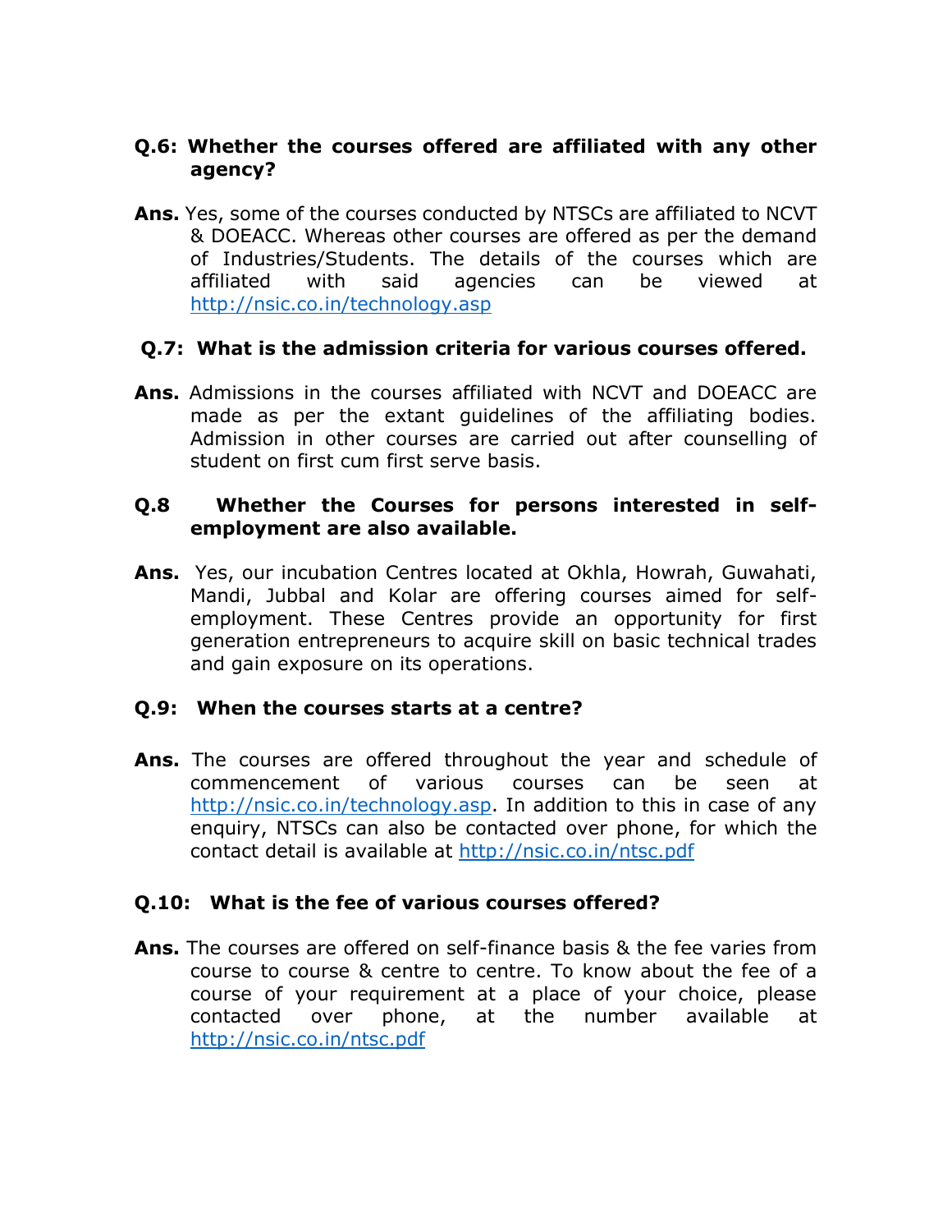**Q.6: Whether the courses offered are affiliated with any other agency?**

**Ans.** Yes, some of the courses conducted by NTSCs are affiliated to NCVT & DOEACC. Whereas other courses are offered as per the demand of Industries/Students. The details of the courses which are affiliated with said agencies can be viewed at http://nsic.co.in/technology.asp

**Q.7: What is the admission criteria for various courses offered.**

**Ans.** Admissions in the courses affiliated with NCVT and DOEACC are made as per the extant guidelines of the affiliating bodies. Admission in other courses are carried out after counselling of student on first cum first serve basis.

**Q.8 Whether the Courses for persons interested in self-employment are also available.**

**Ans.** Yes, our incubation Centres located at Okhla, Howrah, Guwahati, Mandi, Jubbal and Kolar are offering courses aimed for self-employment. These Centres provide an opportunity for first generation entrepreneurs to acquire skill on basic technical trades and gain exposure on its operations.

**Q.9: When the courses starts at a centre?**

**Ans.** The courses are offered throughout the year and schedule of commencement of various courses can be seen at http://nsic.co.in/technology.asp. In addition to this in case of any enquiry, NTSCs can also be contacted over phone, for which the contact detail is available at http://nsic.co.in/ntsc.pdf

**Q.10: What is the fee of various courses offered?**

**Ans.** The courses are offered on self-finance basis & the fee varies from course to course & centre to centre. To know about the fee of a course of your requirement at a place of your choice, please contacted over phone, at the number available at http://nsic.co.in/ntsc.pdf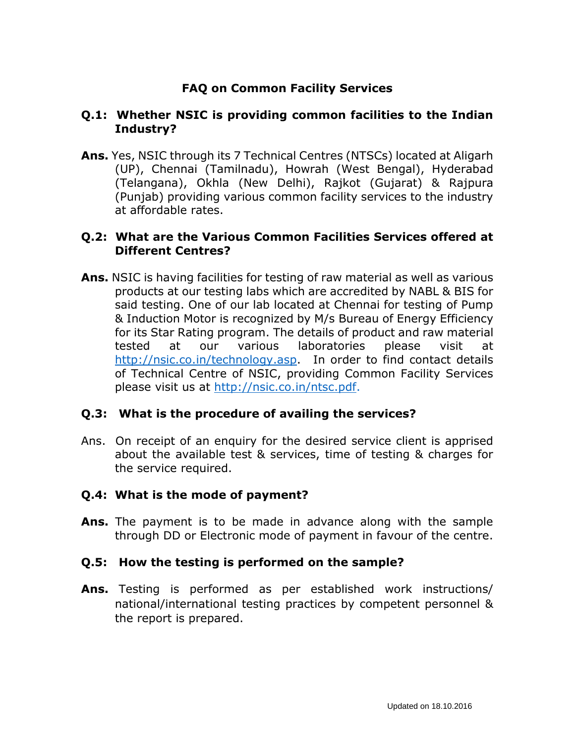# FAQ on Common Facility Services

**Q.1: Whether NSIC is providing common facilities to the Indian Industry?**

**Ans.** Yes, NSIC through its 7 Technical Centres (NTSCs) located at Aligarh (UP), Chennai (Tamilnadu), Howrah (West Bengal), Hyderabad (Telangana), Okhla (New Delhi), Rajkot (Gujarat) & Rajpura (Punjab) providing various common facility services to the industry at affordable rates.

**Q.2: What are the Various Common Facilities Services offered at Different Centres?**

**Ans.** NSIC is having facilities for testing of raw material as well as various products at our testing labs which are accredited by NABL & BIS for said testing. One of our lab located at Chennai for testing of Pump & Induction Motor is recognized by M/s Bureau of Energy Efficiency for its Star Rating program. The details of product and raw material tested at our various laboratories please visit at http://nsic.co.in/technology.asp. In order to find contact details of Technical Centre of NSIC, providing Common Facility Services please visit us at http://nsic.co.in/ntsc.pdf.

**Q.3: What is the procedure of availing the services?**

Ans. On receipt of an enquiry for the desired service client is apprised about the available test & services, time of testing & charges for the service required.

**Q.4: What is the mode of payment?**

**Ans.** The payment is to be made in advance along with the sample through DD or Electronic mode of payment in favour of the centre.

**Q.5: How the testing is performed on the sample?**

**Ans.** Testing is performed as per established work instructions/ national/international testing practices by competent personnel & the report is prepared.

Updated on 18.10.2016